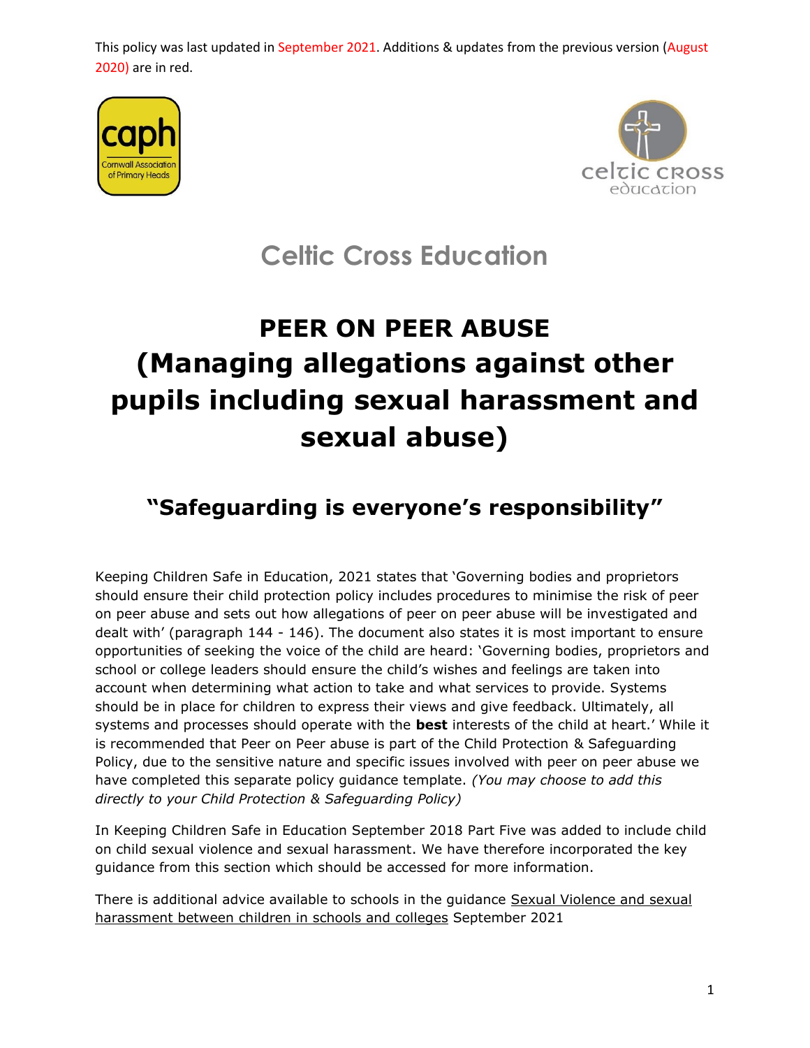This policy was last updated in September 2021. Additions & updates from the previous version (August 2020) are in red.

caph
Cornwall Association of Primary Heads

celtic cross education

## Celtic Cross Education

# PEER ON PEER ABUSE (Managing allegations against other pupils including sexual harassment and sexual abuse)

## "Safeguarding is everyone's responsibility"

Keeping Children Safe in Education, 2021 states that 'Governing bodies and proprietors should ensure their child protection policy includes procedures to minimise the risk of peer on peer abuse and sets out how allegations of peer on peer abuse will be investigated and dealt with' (paragraph 144 - 146). The document also states it is most important to ensure opportunities of seeking the voice of the child are heard: 'Governing bodies, proprietors and school or college leaders should ensure the child's wishes and feelings are taken into account when determining what action to take and what services to provide. Systems should be in place for children to express their views and give feedback. Ultimately, all systems and processes should operate with the **best** interests of the child at heart.' While it is recommended that Peer on Peer abuse is part of the Child Protection & Safeguarding Policy, due to the sensitive nature and specific issues involved with peer on peer abuse we have completed this separate policy guidance template. *(You may choose to add this directly to your Child Protection & Safeguarding Policy)*

In Keeping Children Safe in Education September 2018 Part Five was added to include child on child sexual violence and sexual harassment. We have therefore incorporated the key guidance from this section which should be accessed for more information.

There is additional advice available to schools in the guidance Sexual Violence and sexual harassment between children in schools and colleges September 2021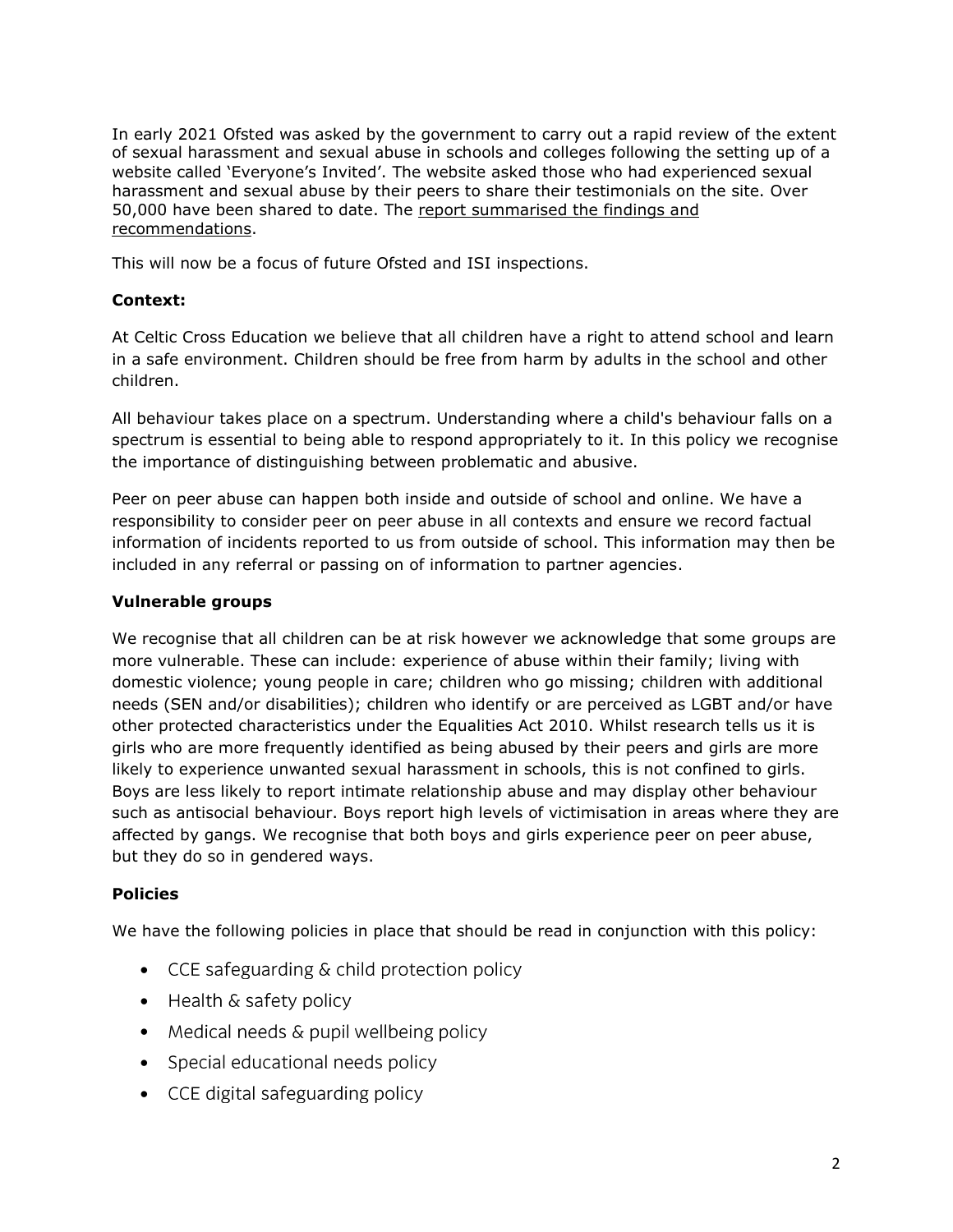In early 2021 Ofsted was asked by the government to carry out a rapid review of the extent of sexual harassment and sexual abuse in schools and colleges following the setting up of a website called 'Everyone's Invited'. The website asked those who had experienced sexual harassment and sexual abuse by their peers to share their testimonials on the site. Over 50,000 have been shared to date. The report summarised the findings and recommendations.

This will now be a focus of future Ofsted and ISI inspections.

**Context:**

At Celtic Cross Education we believe that all children have a right to attend school and learn in a safe environment. Children should be free from harm by adults in the school and other children.

All behaviour takes place on a spectrum. Understanding where a child's behaviour falls on a spectrum is essential to being able to respond appropriately to it. In this policy we recognise the importance of distinguishing between problematic and abusive.

Peer on peer abuse can happen both inside and outside of school and online. We have a responsibility to consider peer on peer abuse in all contexts and ensure we record factual information of incidents reported to us from outside of school. This information may then be included in any referral or passing on of information to partner agencies.

**Vulnerable groups**

We recognise that all children can be at risk however we acknowledge that some groups are more vulnerable. These can include: experience of abuse within their family; living with domestic violence; young people in care; children who go missing; children with additional needs (SEN and/or disabilities); children who identify or are perceived as LGBT and/or have other protected characteristics under the Equalities Act 2010. Whilst research tells us it is girls who are more frequently identified as being abused by their peers and girls are more likely to experience unwanted sexual harassment in schools, this is not confined to girls. Boys are less likely to report intimate relationship abuse and may display other behaviour such as antisocial behaviour. Boys report high levels of victimisation in areas where they are affected by gangs. We recognise that both boys and girls experience peer on peer abuse, but they do so in gendered ways.

**Policies**

We have the following policies in place that should be read in conjunction with this policy:

- CCE safeguarding & child protection policy
- Health & safety policy
- Medical needs & pupil wellbeing policy
- Special educational needs policy
- CCE digital safeguarding policy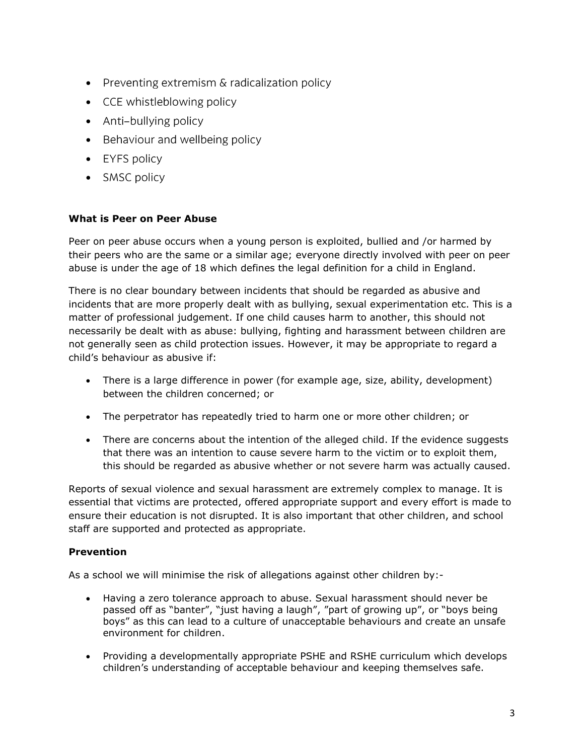- Preventing extremism & radicalization policy
- CCE whistleblowing policy
- Anti–bullying policy
- Behaviour and wellbeing policy
- EYFS policy
- SMSC policy

**What is Peer on Peer Abuse**

Peer on peer abuse occurs when a young person is exploited, bullied and /or harmed by their peers who are the same or a similar age; everyone directly involved with peer on peer abuse is under the age of 18 which defines the legal definition for a child in England.

There is no clear boundary between incidents that should be regarded as abusive and incidents that are more properly dealt with as bullying, sexual experimentation etc. This is a matter of professional judgement. If one child causes harm to another, this should not necessarily be dealt with as abuse: bullying, fighting and harassment between children are not generally seen as child protection issues. However, it may be appropriate to regard a child's behaviour as abusive if:

- There is a large difference in power (for example age, size, ability, development) between the children concerned; or
- The perpetrator has repeatedly tried to harm one or more other children; or
- There are concerns about the intention of the alleged child. If the evidence suggests that there was an intention to cause severe harm to the victim or to exploit them, this should be regarded as abusive whether or not severe harm was actually caused.

Reports of sexual violence and sexual harassment are extremely complex to manage. It is essential that victims are protected, offered appropriate support and every effort is made to ensure their education is not disrupted. It is also important that other children, and school staff are supported and protected as appropriate.

**Prevention**

As a school we will minimise the risk of allegations against other children by:-

- Having a zero tolerance approach to abuse. Sexual harassment should never be passed off as "banter", "just having a laugh", "part of growing up", or "boys being boys" as this can lead to a culture of unacceptable behaviours and create an unsafe environment for children.
- Providing a developmentally appropriate PSHE and RSHE curriculum which develops children's understanding of acceptable behaviour and keeping themselves safe.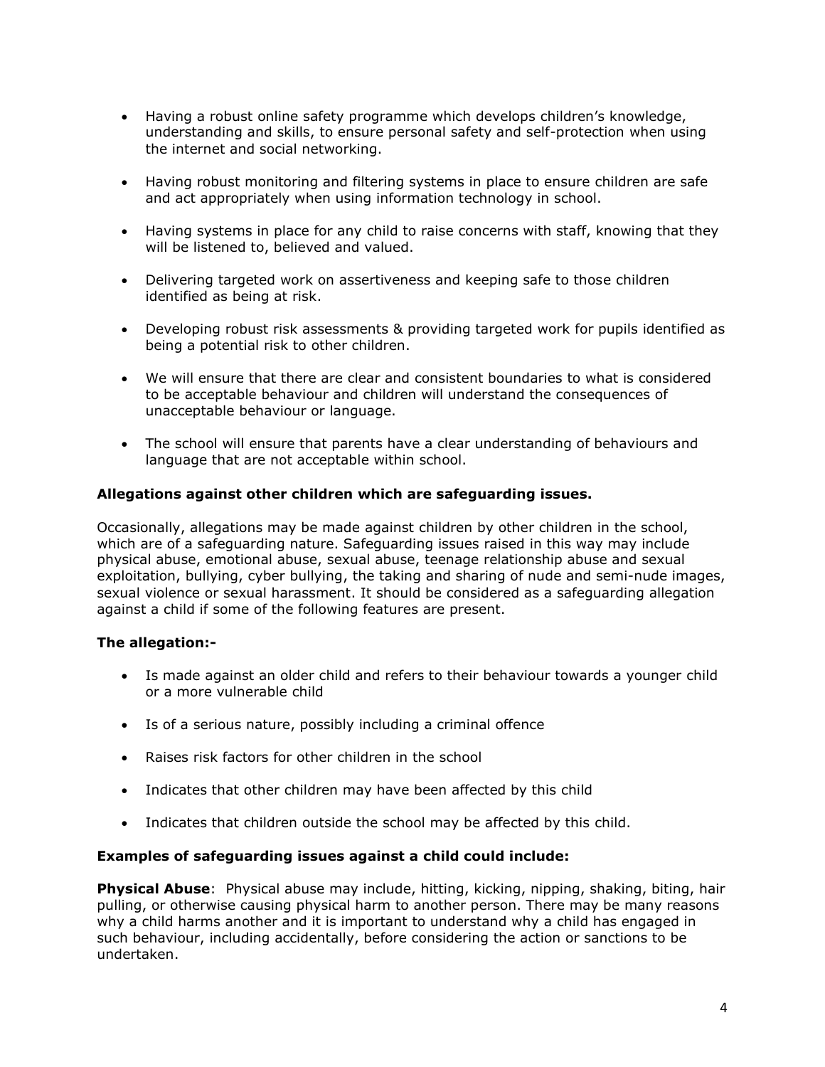- Having a robust online safety programme which develops children's knowledge, understanding and skills, to ensure personal safety and self-protection when using the internet and social networking.

- Having robust monitoring and filtering systems in place to ensure children are safe and act appropriately when using information technology in school.

- Having systems in place for any child to raise concerns with staff, knowing that they will be listened to, believed and valued.

- Delivering targeted work on assertiveness and keeping safe to those children identified as being at risk.

- Developing robust risk assessments & providing targeted work for pupils identified as being a potential risk to other children.

- We will ensure that there are clear and consistent boundaries to what is considered to be acceptable behaviour and children will understand the consequences of unacceptable behaviour or language.

- The school will ensure that parents have a clear understanding of behaviours and language that are not acceptable within school.

### Allegations against other children which are safeguarding issues.

Occasionally, allegations may be made against children by other children in the school, which are of a safeguarding nature. Safeguarding issues raised in this way may include physical abuse, emotional abuse, sexual abuse, teenage relationship abuse and sexual exploitation, bullying, cyber bullying, the taking and sharing of nude and semi-nude images, sexual violence or sexual harassment. It should be considered as a safeguarding allegation against a child if some of the following features are present.

### The allegation:-

- Is made against an older child and refers to their behaviour towards a younger child or a more vulnerable child

- Is of a serious nature, possibly including a criminal offence

- Raises risk factors for other children in the school

- Indicates that other children may have been affected by this child

- Indicates that children outside the school may be affected by this child.

### Examples of safeguarding issues against a child could include:

**Physical Abuse**: Physical abuse may include, hitting, kicking, nipping, shaking, biting, hair pulling, or otherwise causing physical harm to another person. There may be many reasons why a child harms another and it is important to understand why a child has engaged in such behaviour, including accidentally, before considering the action or sanctions to be undertaken.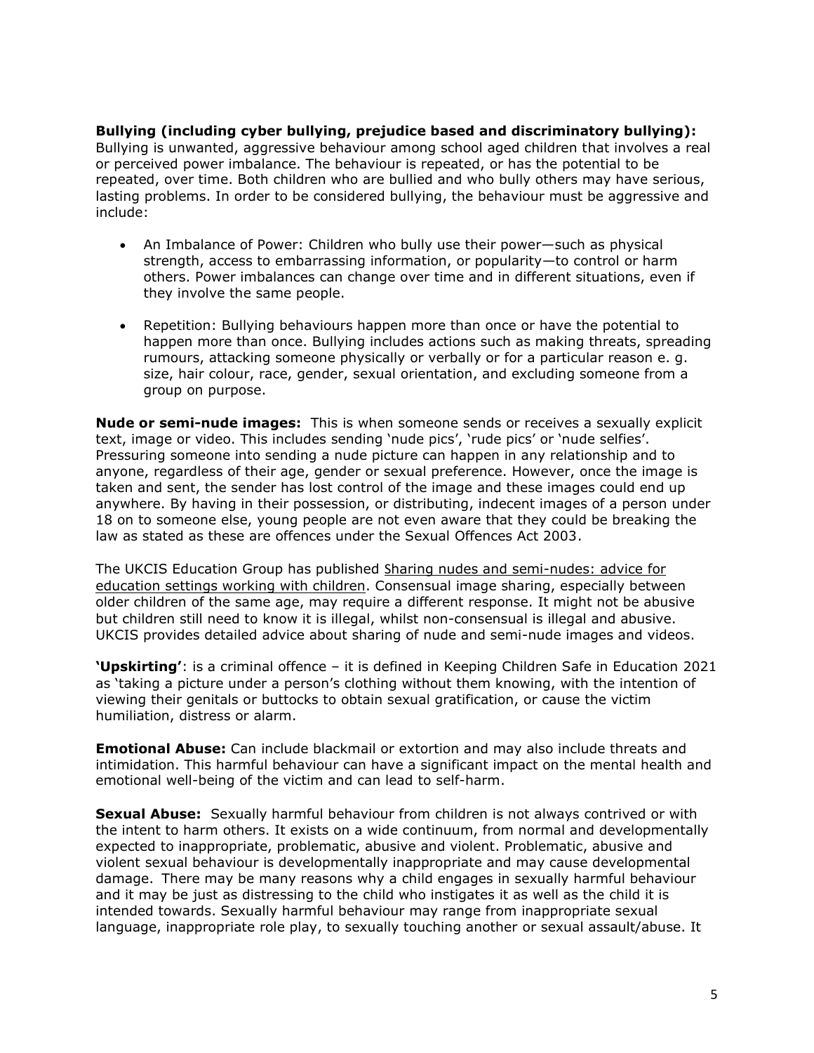**Bullying (including cyber bullying, prejudice based and discriminatory bullying):** Bullying is unwanted, aggressive behaviour among school aged children that involves a real or perceived power imbalance. The behaviour is repeated, or has the potential to be repeated, over time. Both children who are bullied and who bully others may have serious, lasting problems. In order to be considered bullying, the behaviour must be aggressive and include:

- An Imbalance of Power: Children who bully use their power—such as physical strength, access to embarrassing information, or popularity—to control or harm others. Power imbalances can change over time and in different situations, even if they involve the same people.

- Repetition: Bullying behaviours happen more than once or have the potential to happen more than once. Bullying includes actions such as making threats, spreading rumours, attacking someone physically or verbally or for a particular reason e. g. size, hair colour, race, gender, sexual orientation, and excluding someone from a group on purpose.

**Nude or semi-nude images:** This is when someone sends or receives a sexually explicit text, image or video. This includes sending 'nude pics', 'rude pics' or 'nude selfies'. Pressuring someone into sending a nude picture can happen in any relationship and to anyone, regardless of their age, gender or sexual preference. However, once the image is taken and sent, the sender has lost control of the image and these images could end up anywhere. By having in their possession, or distributing, indecent images of a person under 18 on to someone else, young people are not even aware that they could be breaking the law as stated as these are offences under the Sexual Offences Act 2003.

The UKCIS Education Group has published Sharing nudes and semi-nudes: advice for education settings working with children. Consensual image sharing, especially between older children of the same age, may require a different response. It might not be abusive but children still need to know it is illegal, whilst non-consensual is illegal and abusive. UKCIS provides detailed advice about sharing of nude and semi-nude images and videos.

**'Upskirting'**: is a criminal offence – it is defined in Keeping Children Safe in Education 2021 as 'taking a picture under a person's clothing without them knowing, with the intention of viewing their genitals or buttocks to obtain sexual gratification, or cause the victim humiliation, distress or alarm.

**Emotional Abuse:** Can include blackmail or extortion and may also include threats and intimidation. This harmful behaviour can have a significant impact on the mental health and emotional well-being of the victim and can lead to self-harm.

**Sexual Abuse:** Sexually harmful behaviour from children is not always contrived or with the intent to harm others. It exists on a wide continuum, from normal and developmentally expected to inappropriate, problematic, abusive and violent. Problematic, abusive and violent sexual behaviour is developmentally inappropriate and may cause developmental damage. There may be many reasons why a child engages in sexually harmful behaviour and it may be just as distressing to the child who instigates it as well as the child it is intended towards. Sexually harmful behaviour may range from inappropriate sexual language, inappropriate role play, to sexually touching another or sexual assault/abuse. It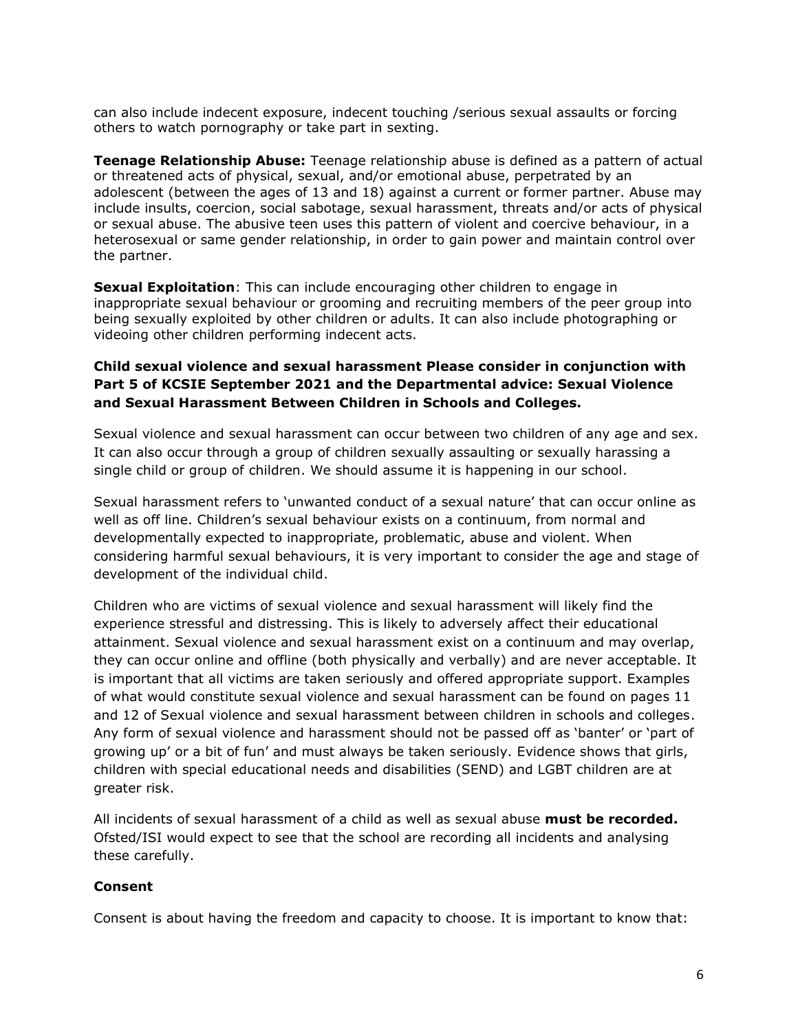can also include indecent exposure, indecent touching /serious sexual assaults or forcing others to watch pornography or take part in sexting.

**Teenage Relationship Abuse:** Teenage relationship abuse is defined as a pattern of actual or threatened acts of physical, sexual, and/or emotional abuse, perpetrated by an adolescent (between the ages of 13 and 18) against a current or former partner. Abuse may include insults, coercion, social sabotage, sexual harassment, threats and/or acts of physical or sexual abuse. The abusive teen uses this pattern of violent and coercive behaviour, in a heterosexual or same gender relationship, in order to gain power and maintain control over the partner.

**Sexual Exploitation**: This can include encouraging other children to engage in inappropriate sexual behaviour or grooming and recruiting members of the peer group into being sexually exploited by other children or adults. It can also include photographing or videoing other children performing indecent acts.

**Child sexual violence and sexual harassment Please consider in conjunction with Part 5 of KCSIE September 2021 and the Departmental advice: Sexual Violence and Sexual Harassment Between Children in Schools and Colleges.**

Sexual violence and sexual harassment can occur between two children of any age and sex. It can also occur through a group of children sexually assaulting or sexually harassing a single child or group of children. We should assume it is happening in our school.

Sexual harassment refers to 'unwanted conduct of a sexual nature' that can occur online as well as off line. Children's sexual behaviour exists on a continuum, from normal and developmentally expected to inappropriate, problematic, abuse and violent. When considering harmful sexual behaviours, it is very important to consider the age and stage of development of the individual child.

Children who are victims of sexual violence and sexual harassment will likely find the experience stressful and distressing. This is likely to adversely affect their educational attainment. Sexual violence and sexual harassment exist on a continuum and may overlap, they can occur online and offline (both physically and verbally) and are never acceptable. It is important that all victims are taken seriously and offered appropriate support. Examples of what would constitute sexual violence and sexual harassment can be found on pages 11 and 12 of Sexual violence and sexual harassment between children in schools and colleges. Any form of sexual violence and harassment should not be passed off as 'banter' or 'part of growing up' or a bit of fun' and must always be taken seriously. Evidence shows that girls, children with special educational needs and disabilities (SEND) and LGBT children are at greater risk.

All incidents of sexual harassment of a child as well as sexual abuse **must be recorded.** Ofsted/ISI would expect to see that the school are recording all incidents and analysing these carefully.

**Consent**

Consent is about having the freedom and capacity to choose. It is important to know that: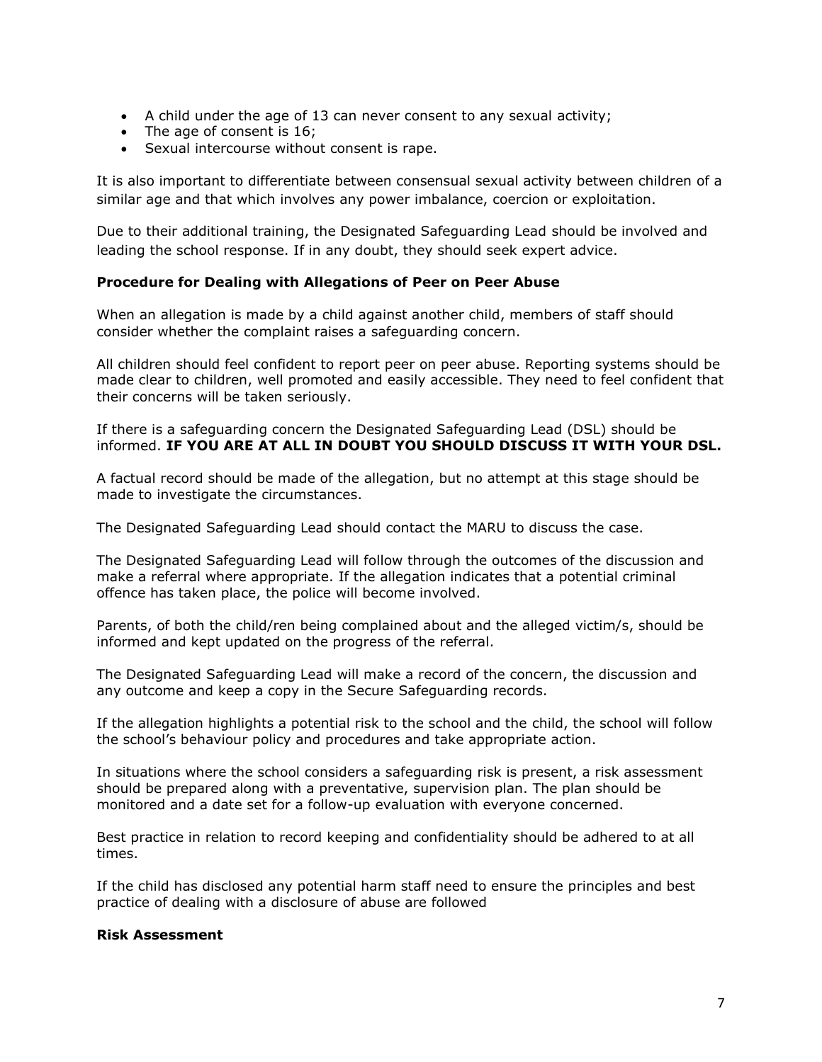- A child under the age of 13 can never consent to any sexual activity;
- The age of consent is 16;
- Sexual intercourse without consent is rape.

It is also important to differentiate between consensual sexual activity between children of a similar age and that which involves any power imbalance, coercion or exploitation.

Due to their additional training, the Designated Safeguarding Lead should be involved and leading the school response. If in any doubt, they should seek expert advice.

**Procedure for Dealing with Allegations of Peer on Peer Abuse**

When an allegation is made by a child against another child, members of staff should consider whether the complaint raises a safeguarding concern.

All children should feel confident to report peer on peer abuse. Reporting systems should be made clear to children, well promoted and easily accessible. They need to feel confident that their concerns will be taken seriously.

If there is a safeguarding concern the Designated Safeguarding Lead (DSL) should be informed. **IF YOU ARE AT ALL IN DOUBT YOU SHOULD DISCUSS IT WITH YOUR DSL.**

A factual record should be made of the allegation, but no attempt at this stage should be made to investigate the circumstances.

The Designated Safeguarding Lead should contact the MARU to discuss the case.

The Designated Safeguarding Lead will follow through the outcomes of the discussion and make a referral where appropriate. If the allegation indicates that a potential criminal offence has taken place, the police will become involved.

Parents, of both the child/ren being complained about and the alleged victim/s, should be informed and kept updated on the progress of the referral.

The Designated Safeguarding Lead will make a record of the concern, the discussion and any outcome and keep a copy in the Secure Safeguarding records.

If the allegation highlights a potential risk to the school and the child, the school will follow the school's behaviour policy and procedures and take appropriate action.

In situations where the school considers a safeguarding risk is present, a risk assessment should be prepared along with a preventative, supervision plan. The plan should be monitored and a date set for a follow-up evaluation with everyone concerned.

Best practice in relation to record keeping and confidentiality should be adhered to at all times.

If the child has disclosed any potential harm staff need to ensure the principles and best practice of dealing with a disclosure of abuse are followed

**Risk Assessment**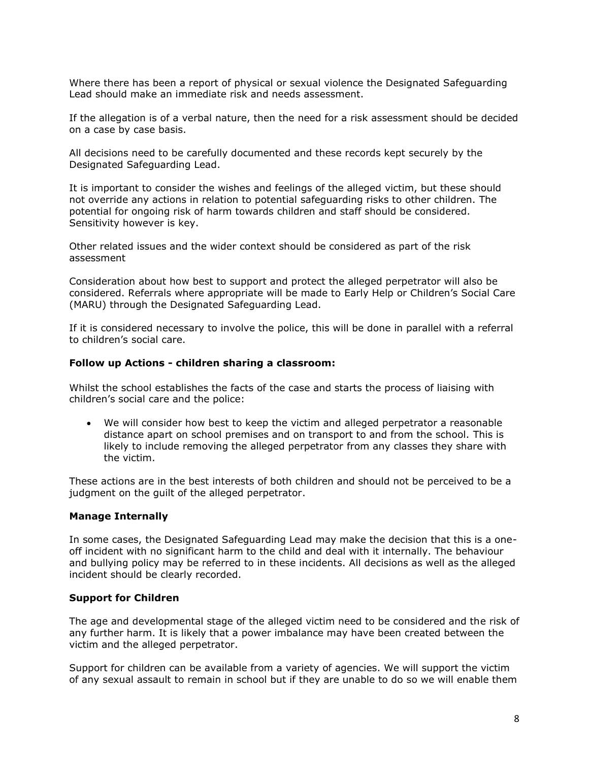Where there has been a report of physical or sexual violence the Designated Safeguarding Lead should make an immediate risk and needs assessment.

If the allegation is of a verbal nature, then the need for a risk assessment should be decided on a case by case basis.

All decisions need to be carefully documented and these records kept securely by the Designated Safeguarding Lead.

It is important to consider the wishes and feelings of the alleged victim, but these should not override any actions in relation to potential safeguarding risks to other children. The potential for ongoing risk of harm towards children and staff should be considered. Sensitivity however is key.

Other related issues and the wider context should be considered as part of the risk assessment

Consideration about how best to support and protect the alleged perpetrator will also be considered. Referrals where appropriate will be made to Early Help or Children's Social Care (MARU) through the Designated Safeguarding Lead.

If it is considered necessary to involve the police, this will be done in parallel with a referral to children's social care.

**Follow up Actions - children sharing a classroom:**

Whilst the school establishes the facts of the case and starts the process of liaising with children's social care and the police:

- We will consider how best to keep the victim and alleged perpetrator a reasonable distance apart on school premises and on transport to and from the school. This is likely to include removing the alleged perpetrator from any classes they share with the victim.

These actions are in the best interests of both children and should not be perceived to be a judgment on the guilt of the alleged perpetrator.

**Manage Internally**

In some cases, the Designated Safeguarding Lead may make the decision that this is a one-off incident with no significant harm to the child and deal with it internally. The behaviour and bullying policy may be referred to in these incidents. All decisions as well as the alleged incident should be clearly recorded.

**Support for Children**

The age and developmental stage of the alleged victim need to be considered and the risk of any further harm. It is likely that a power imbalance may have been created between the victim and the alleged perpetrator.

Support for children can be available from a variety of agencies. We will support the victim of any sexual assault to remain in school but if they are unable to do so we will enable them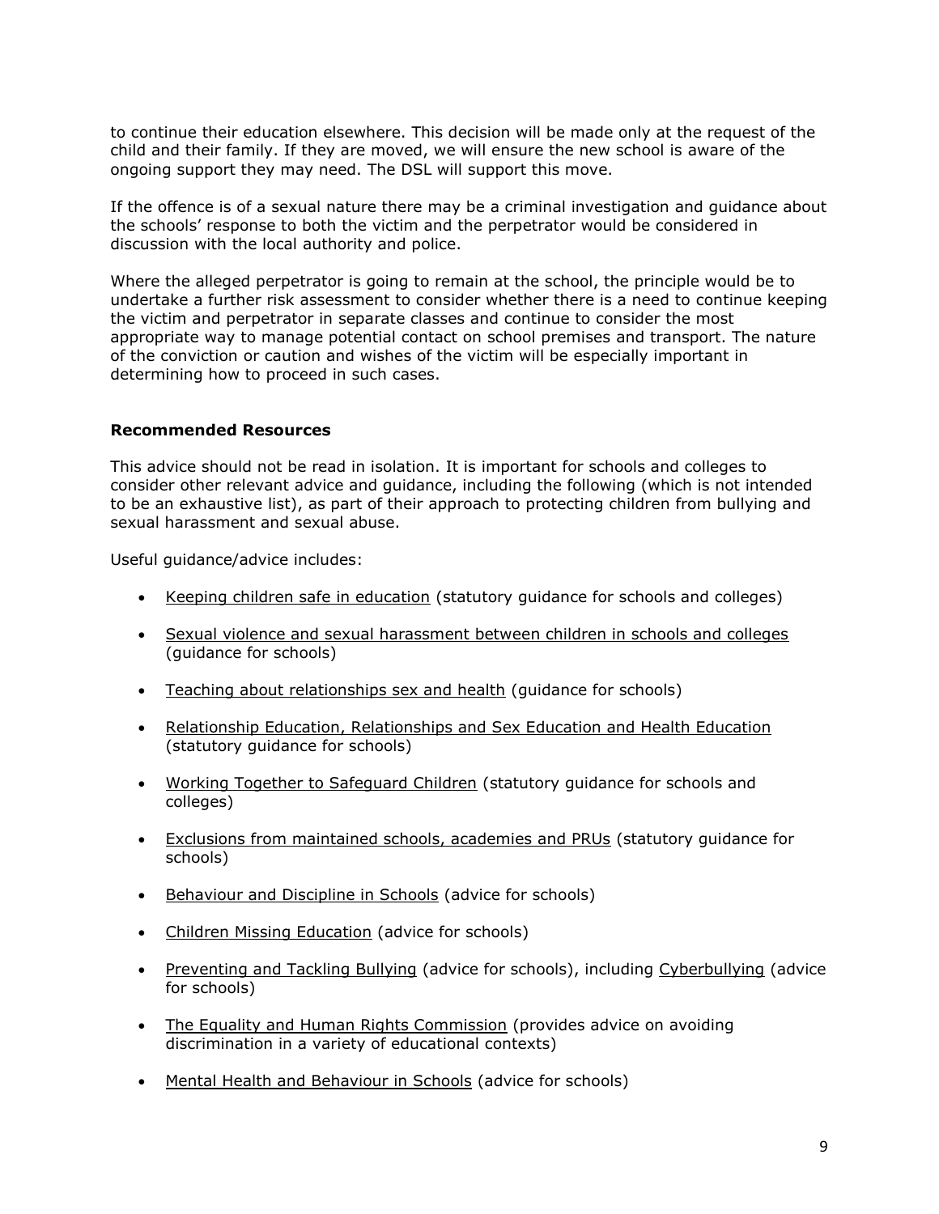to continue their education elsewhere. This decision will be made only at the request of the child and their family. If they are moved, we will ensure the new school is aware of the ongoing support they may need. The DSL will support this move.

If the offence is of a sexual nature there may be a criminal investigation and guidance about the schools' response to both the victim and the perpetrator would be considered in discussion with the local authority and police.

Where the alleged perpetrator is going to remain at the school, the principle would be to undertake a further risk assessment to consider whether there is a need to continue keeping the victim and perpetrator in separate classes and continue to consider the most appropriate way to manage potential contact on school premises and transport. The nature of the conviction or caution and wishes of the victim will be especially important in determining how to proceed in such cases.

**Recommended Resources**

This advice should not be read in isolation. It is important for schools and colleges to consider other relevant advice and guidance, including the following (which is not intended to be an exhaustive list), as part of their approach to protecting children from bullying and sexual harassment and sexual abuse.

Useful guidance/advice includes:

- Keeping children safe in education (statutory guidance for schools and colleges)
- Sexual violence and sexual harassment between children in schools and colleges (guidance for schools)
- Teaching about relationships sex and health (guidance for schools)
- Relationship Education, Relationships and Sex Education and Health Education (statutory guidance for schools)
- Working Together to Safeguard Children (statutory guidance for schools and colleges)
- Exclusions from maintained schools, academies and PRUs (statutory guidance for schools)
- Behaviour and Discipline in Schools (advice for schools)
- Children Missing Education (advice for schools)
- Preventing and Tackling Bullying (advice for schools), including Cyberbullying (advice for schools)
- The Equality and Human Rights Commission (provides advice on avoiding discrimination in a variety of educational contexts)
- Mental Health and Behaviour in Schools (advice for schools)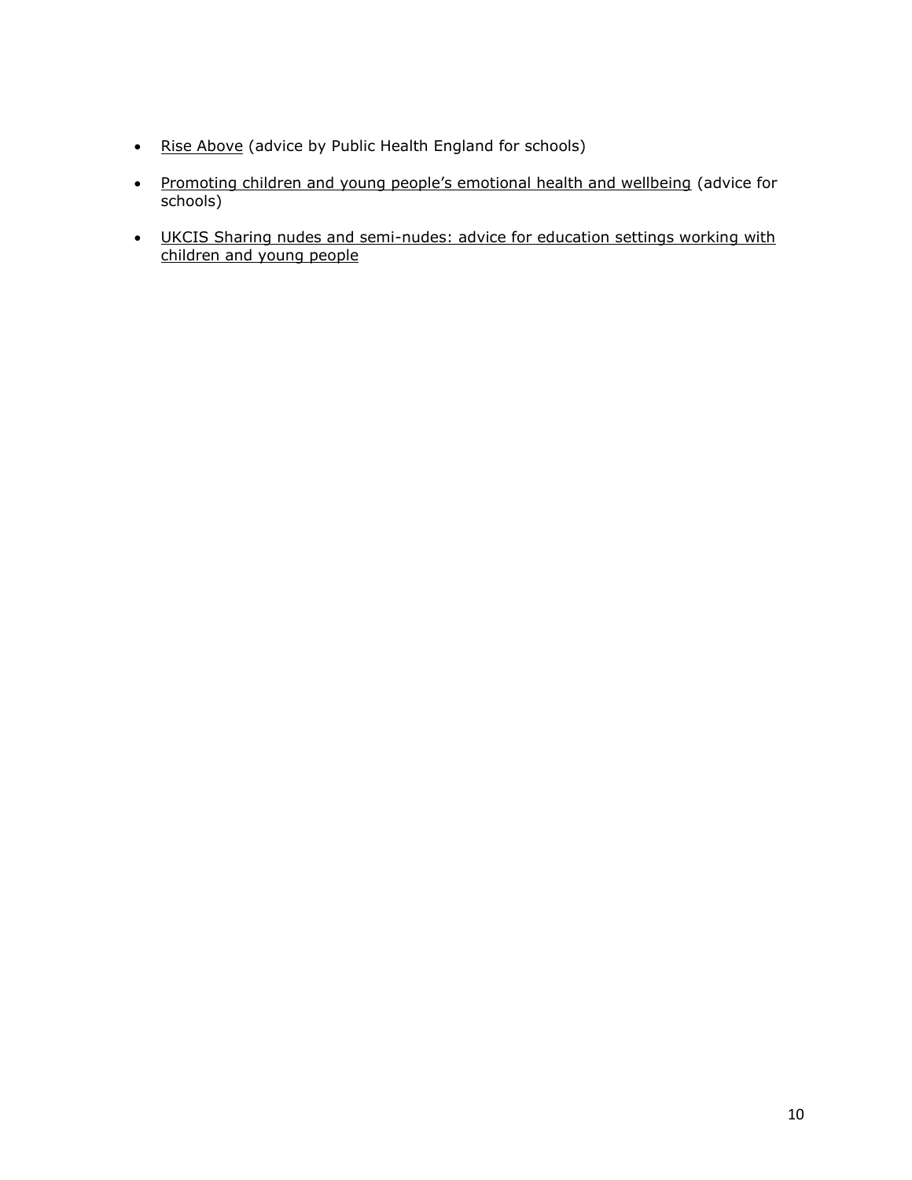- Rise Above (advice by Public Health England for schools)
- Promoting children and young people's emotional health and wellbeing (advice for schools)
- UKCIS Sharing nudes and semi-nudes: advice for education settings working with children and young people